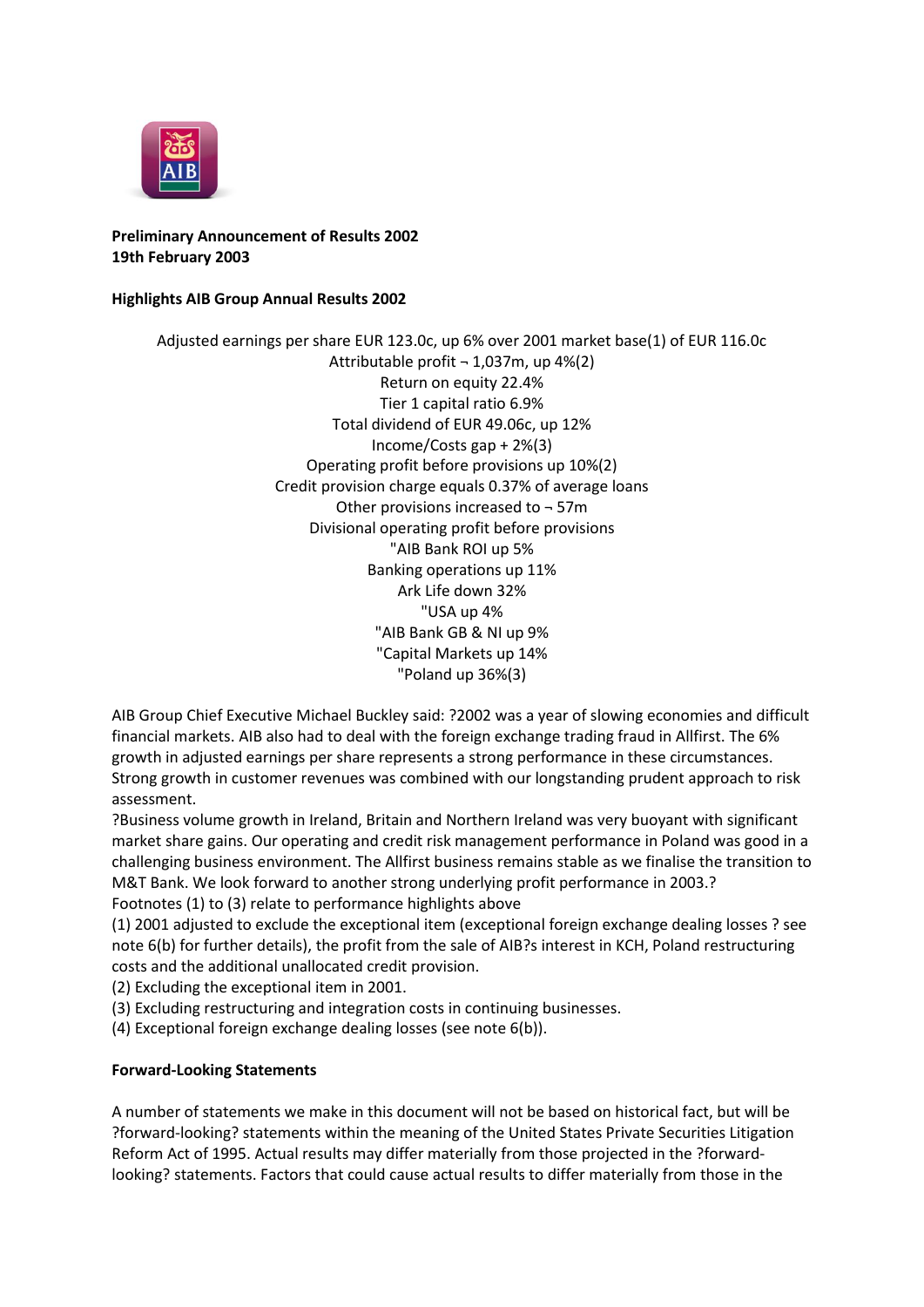**Preliminary Announcement of Results 2002**
**19th February 2003**

**Highlights AIB Group Annual Results 2002**

Adjusted earnings per share EUR 123.0c, up 6% over 2001 market base(1) of EUR 116.0c
Attributable profit ¬ 1,037m, up 4%(2)
Return on equity 22.4%
Tier 1 capital ratio 6.9%
Total dividend of EUR 49.06c, up 12%
Income/Costs gap + 2%(3)
Operating profit before provisions up 10%(2)
Credit provision charge equals 0.37% of average loans
Other provisions increased to ¬ 57m
Divisional operating profit before provisions
"AIB Bank ROI up 5%
Banking operations up 11%
Ark Life down 32%
"USA up 4%
"AIB Bank GB & NI up 9%
"Capital Markets up 14%
"Poland up 36%(3)

AIB Group Chief Executive Michael Buckley said: ?2002 was a year of slowing economies and difficult financial markets. AIB also had to deal with the foreign exchange trading fraud in Allfirst. The 6% growth in adjusted earnings per share represents a strong performance in these circumstances. Strong growth in customer revenues was combined with our longstanding prudent approach to risk assessment.

?Business volume growth in Ireland, Britain and Northern Ireland was very buoyant with significant market share gains. Our operating and credit risk management performance in Poland was good in a challenging business environment. The Allfirst business remains stable as we finalise the transition to M&T Bank. We look forward to another strong underlying profit performance in 2003.?

Footnotes (1) to (3) relate to performance highlights above

(1) 2001 adjusted to exclude the exceptional item (exceptional foreign exchange dealing losses ? see note 6(b) for further details), the profit from the sale of AIB?s interest in KCH, Poland restructuring costs and the additional unallocated credit provision.

(2) Excluding the exceptional item in 2001.

(3) Excluding restructuring and integration costs in continuing businesses.

(4) Exceptional foreign exchange dealing losses (see note 6(b)).

**Forward-Looking Statements**

A number of statements we make in this document will not be based on historical fact, but will be ?forward-looking? statements within the meaning of the United States Private Securities Litigation Reform Act of 1995. Actual results may differ materially from those projected in the ?forward-looking? statements. Factors that could cause actual results to differ materially from those in the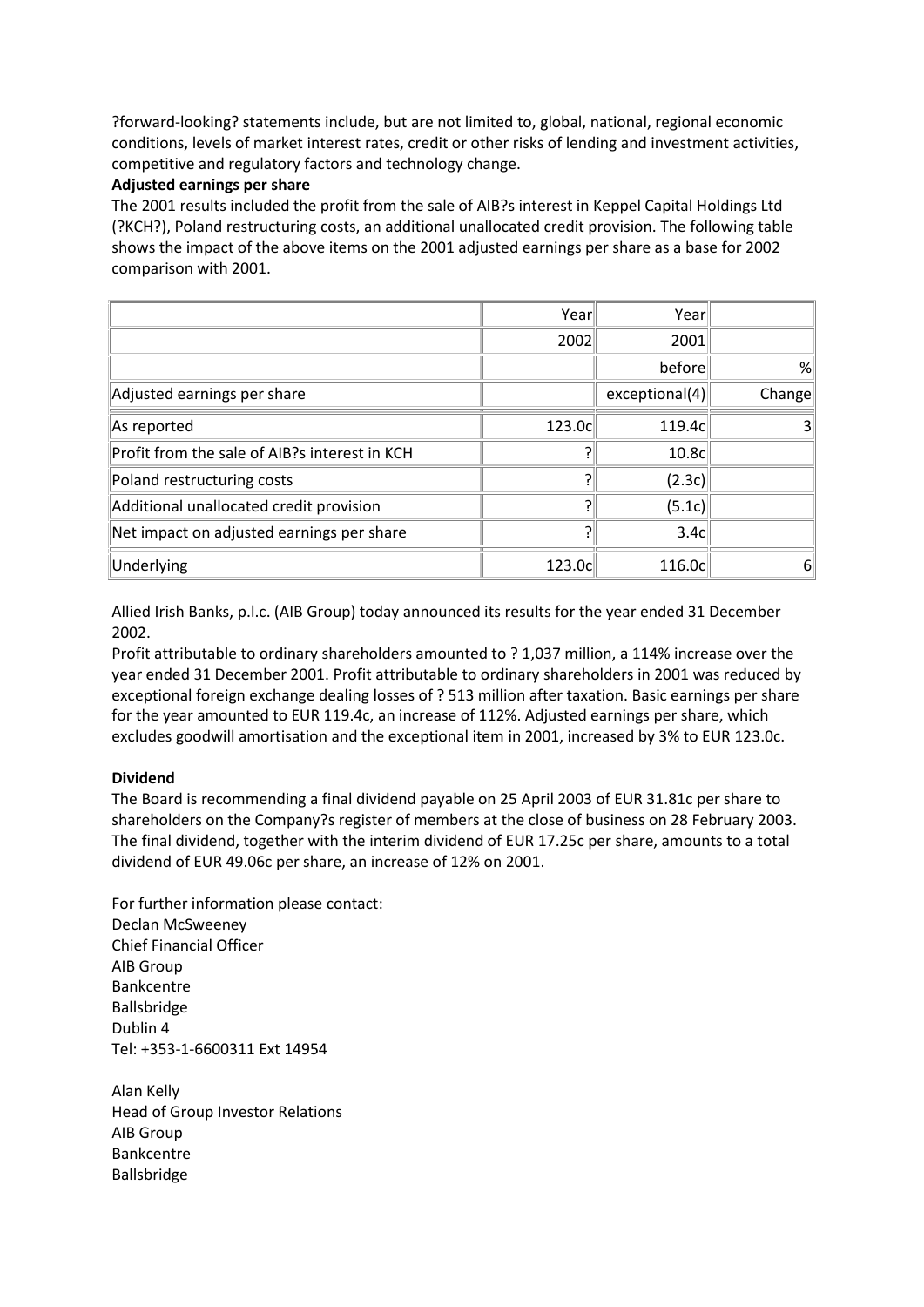?forward-looking? statements include, but are not limited to, global, national, regional economic conditions, levels of market interest rates, credit or other risks of lending and investment activities, competitive and regulatory factors and technology change.

**Adjusted earnings per share**

The 2001 results included the profit from the sale of AIB?s interest in Keppel Capital Holdings Ltd (?KCH?), Poland restructuring costs, an additional unallocated credit provision. The following table shows the impact of the above items on the 2001 adjusted earnings per share as a base for 2002 comparison with 2001.

| | Year | Year | |
|---|---|---|---|
| | 2002 | 2001 | |
| | | before | % |
| Adjusted earnings per share | | exceptional(4) | Change |
| As reported | 123.0c | 119.4c | 3 |
| Profit from the sale of AIB?s interest in KCH | ? | 10.8c | |
| Poland restructuring costs | ? | (2.3c) | |
| Additional unallocated credit provision | ? | (5.1c) | |
| Net impact on adjusted earnings per share | ? | 3.4c | |
| Underlying | 123.0c | 116.0c | 6 |

Allied Irish Banks, p.l.c. (AIB Group) today announced its results for the year ended 31 December 2002.

Profit attributable to ordinary shareholders amounted to ? 1,037 million, a 114% increase over the year ended 31 December 2001. Profit attributable to ordinary shareholders in 2001 was reduced by exceptional foreign exchange dealing losses of ? 513 million after taxation. Basic earnings per share for the year amounted to EUR 119.4c, an increase of 112%. Adjusted earnings per share, which excludes goodwill amortisation and the exceptional item in 2001, increased by 3% to EUR 123.0c.

**Dividend**

The Board is recommending a final dividend payable on 25 April 2003 of EUR 31.81c per share to shareholders on the Company?s register of members at the close of business on 28 February 2003. The final dividend, together with the interim dividend of EUR 17.25c per share, amounts to a total dividend of EUR 49.06c per share, an increase of 12% on 2001.

For further information please contact:
Declan McSweeney
Chief Financial Officer
AIB Group
Bankcentre
Ballsbridge
Dublin 4
Tel: +353-1-6600311 Ext 14954

Alan Kelly
Head of Group Investor Relations
AIB Group
Bankcentre
Ballsbridge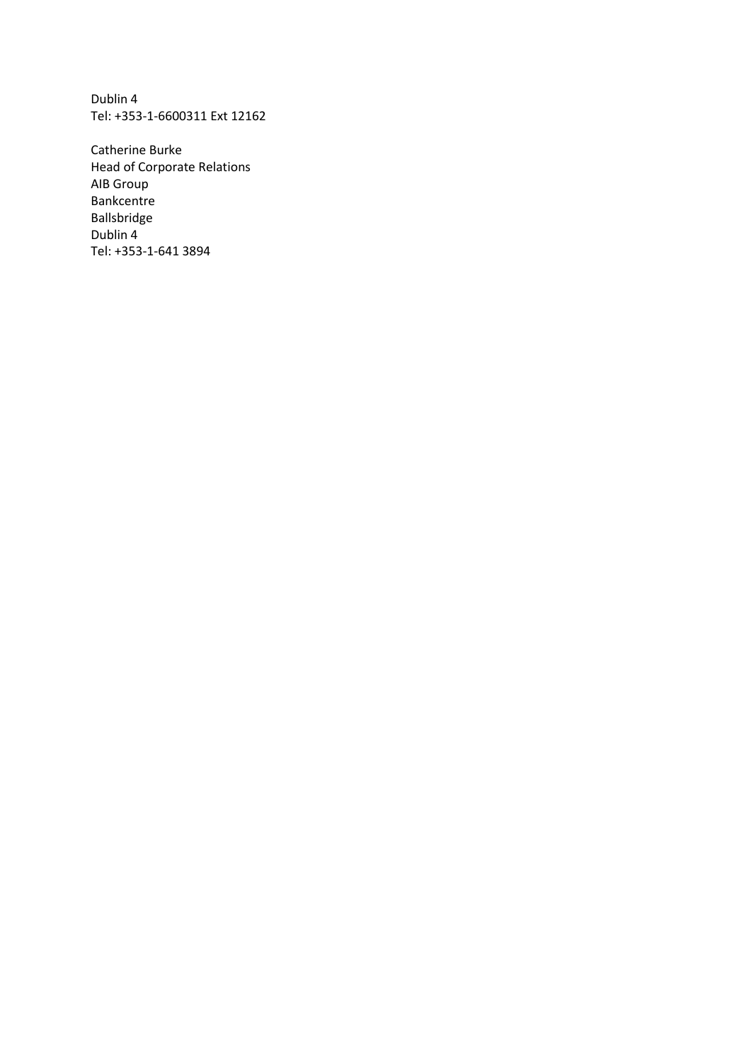Dublin 4
Tel: +353-1-6600311 Ext 12162

Catherine Burke
Head of Corporate Relations
AIB Group
Bankcentre
Ballsbridge
Dublin 4
Tel: +353-1-641 3894